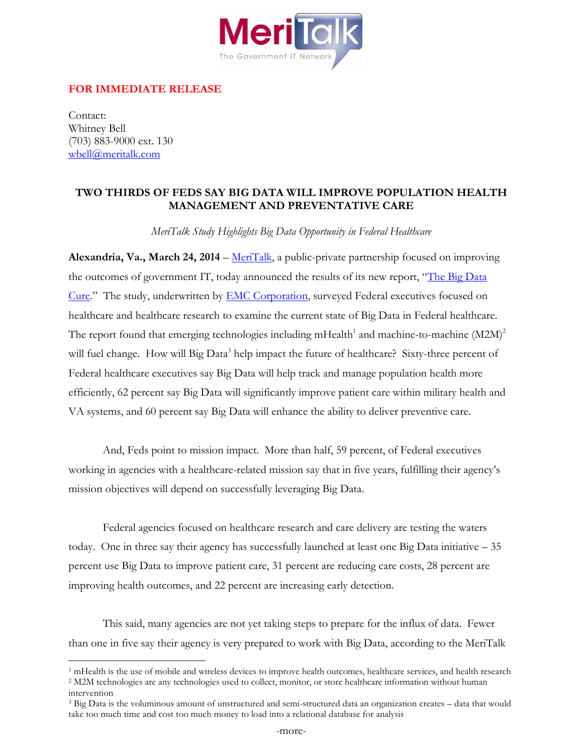MeriTalk
The Government IT Network

**FOR IMMEDIATE RELEASE**

Contact:
Whitney Bell
(703) 883-9000 ext. 130
wbell@meritalk.com

## TWO THIRDS OF FEDS SAY BIG DATA WILL IMPROVE POPULATION HEALTH MANAGEMENT AND PREVENTATIVE CARE

*MeriTalk Study Highlights Big Data Opportunity in Federal Healthcare*

**Alexandria, Va., March 24, 2014** – MeriTalk, a public-private partnership focused on improving the outcomes of government IT, today announced the results of its new report, "The Big Data Cure." The study, underwritten by EMC Corporation, surveyed Federal executives focused on healthcare and healthcare research to examine the current state of Big Data in Federal healthcare. The report found that emerging technologies including mHealth[1] and machine-to-machine (M2M)[2] will fuel change. How will Big Data[3] help impact the future of healthcare? Sixty-three percent of Federal healthcare executives say Big Data will help track and manage population health more efficiently, 62 percent say Big Data will significantly improve patient care within military health and VA systems, and 60 percent say Big Data will enhance the ability to deliver preventive care.

And, Feds point to mission impact. More than half, 59 percent, of Federal executives working in agencies with a healthcare-related mission say that in five years, fulfilling their agency's mission objectives will depend on successfully leveraging Big Data.

Federal agencies focused on healthcare research and care delivery are testing the waters today. One in three say their agency has successfully launched at least one Big Data initiative – 35 percent use Big Data to improve patient care, 31 percent are reducing care costs, 28 percent are improving health outcomes, and 22 percent are increasing early detection.

This said, many agencies are not yet taking steps to prepare for the influx of data. Fewer than one in five say their agency is very prepared to work with Big Data, according to the MeriTalk

---

[1] mHealth is the use of mobile and wireless devices to improve health outcomes, healthcare services, and health research
[2] M2M technologies are any technologies used to collect, monitor, or store healthcare information without human intervention
[3] Big Data is the voluminous amount of unstructured and semi-structured data an organization creates – data that would take too much time and cost too much money to load into a relational database for analysis

-more-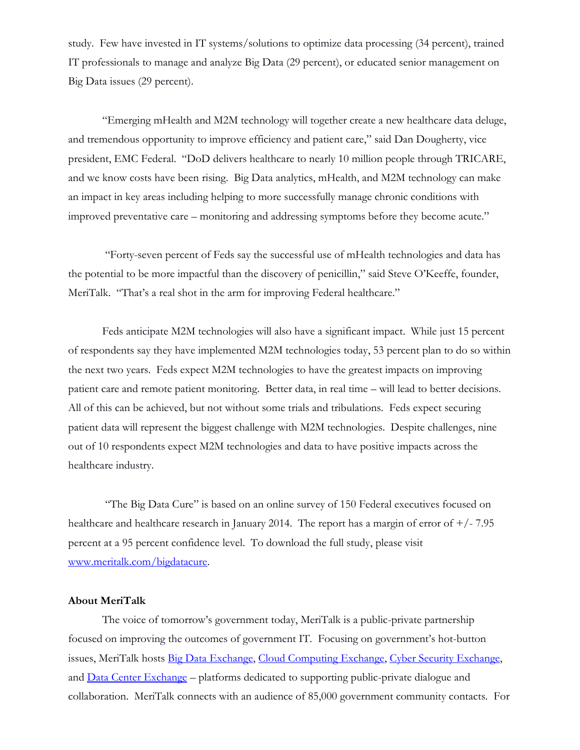study. Few have invested in IT systems/solutions to optimize data processing (34 percent), trained IT professionals to manage and analyze Big Data (29 percent), or educated senior management on Big Data issues (29 percent).

"Emerging mHealth and M2M technology will together create a new healthcare data deluge, and tremendous opportunity to improve efficiency and patient care," said Dan Dougherty, vice president, EMC Federal. "DoD delivers healthcare to nearly 10 million people through TRICARE, and we know costs have been rising. Big Data analytics, mHealth, and M2M technology can make an impact in key areas including helping to more successfully manage chronic conditions with improved preventative care – monitoring and addressing symptoms before they become acute."

"Forty-seven percent of Feds say the successful use of mHealth technologies and data has the potential to be more impactful than the discovery of penicillin," said Steve O'Keeffe, founder, MeriTalk. "That's a real shot in the arm for improving Federal healthcare."

Feds anticipate M2M technologies will also have a significant impact. While just 15 percent of respondents say they have implemented M2M technologies today, 53 percent plan to do so within the next two years. Feds expect M2M technologies to have the greatest impacts on improving patient care and remote patient monitoring. Better data, in real time – will lead to better decisions. All of this can be achieved, but not without some trials and tribulations. Feds expect securing patient data will represent the biggest challenge with M2M technologies. Despite challenges, nine out of 10 respondents expect M2M technologies and data to have positive impacts across the healthcare industry.

"The Big Data Cure" is based on an online survey of 150 Federal executives focused on healthcare and healthcare research in January 2014. The report has a margin of error of +/- 7.95 percent at a 95 percent confidence level. To download the full study, please visit [www.meritalk.com/bigdatacure](www.meritalk.com/bigdatacure).

**About MeriTalk**

The voice of tomorrow's government today, MeriTalk is a public-private partnership focused on improving the outcomes of government IT. Focusing on government's hot-button issues, MeriTalk hosts Big Data Exchange, Cloud Computing Exchange, Cyber Security Exchange, and Data Center Exchange – platforms dedicated to supporting public-private dialogue and collaboration. MeriTalk connects with an audience of 85,000 government community contacts. For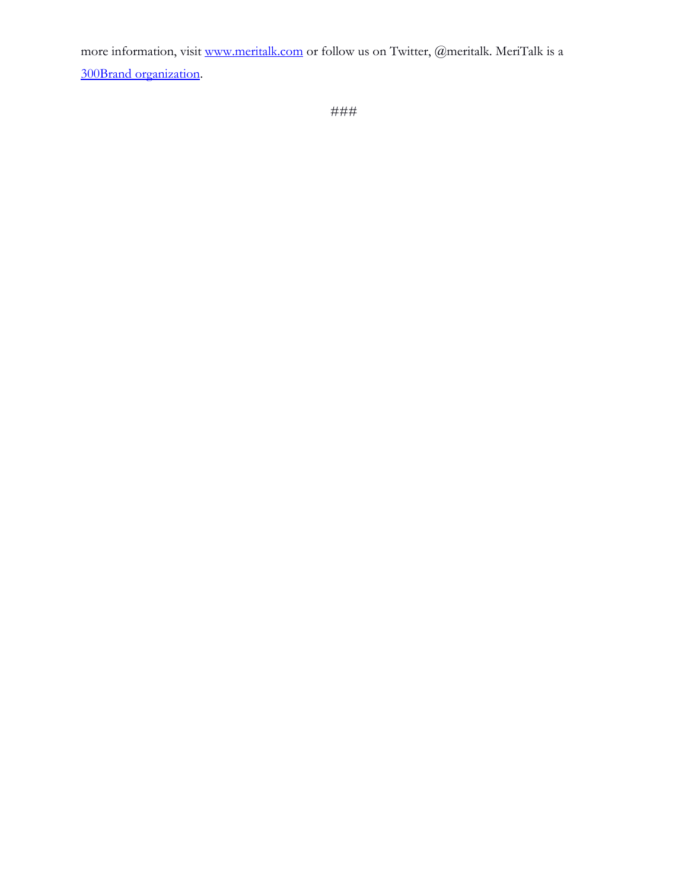more information, visit [www.meritalk.com](http://www.meritalk.com) or follow us on Twitter, @meritalk. MeriTalk is a [300Brand organization](#).

###